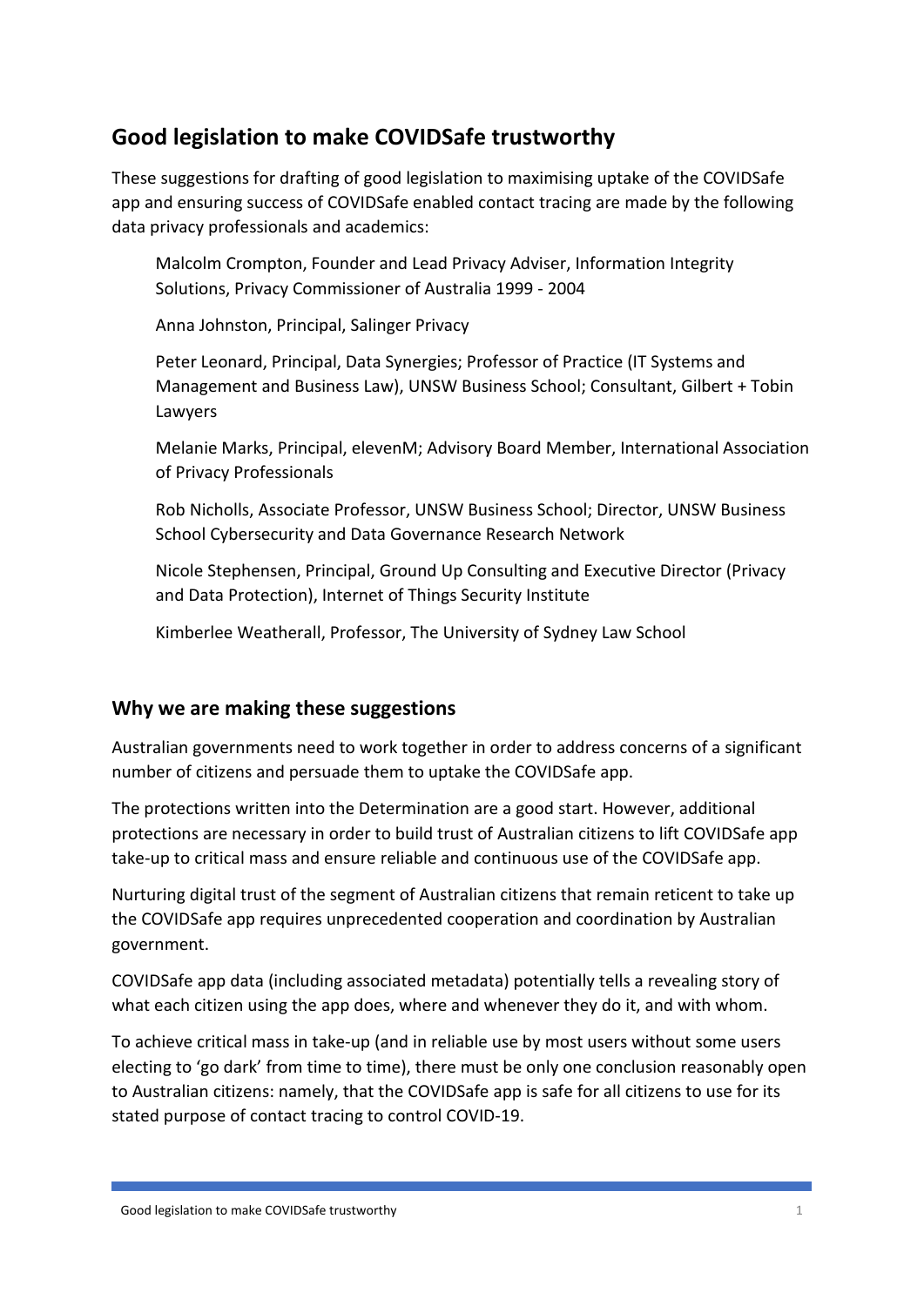## Good legislation to make COVIDSafe trustworthy

These suggestions for drafting of good legislation to maximising uptake of the COVIDSafe app and ensuring success of COVIDSafe enabled contact tracing are made by the following data privacy professionals and academics:

Malcolm Crompton, Founder and Lead Privacy Adviser, Information Integrity Solutions, Privacy Commissioner of Australia 1999 - 2004

Anna Johnston, Principal, Salinger Privacy

Peter Leonard, Principal, Data Synergies; Professor of Practice (IT Systems and Management and Business Law), UNSW Business School; Consultant, Gilbert + Tobin Lawyers

Melanie Marks, Principal, elevenM; Advisory Board Member, International Association of Privacy Professionals

Rob Nicholls, Associate Professor, UNSW Business School; Director, UNSW Business School Cybersecurity and Data Governance Research Network

Nicole Stephensen, Principal, Ground Up Consulting and Executive Director (Privacy and Data Protection), Internet of Things Security Institute

Kimberlee Weatherall, Professor, The University of Sydney Law School

### Why we are making these suggestions

Australian governments need to work together in order to address concerns of a significant number of citizens and persuade them to uptake the COVIDSafe app.

The protections written into the Determination are a good start. However, additional protections are necessary in order to build trust of Australian citizens to lift COVIDSafe app take-up to critical mass and ensure reliable and continuous use of the COVIDSafe app.

Nurturing digital trust of the segment of Australian citizens that remain reticent to take up the COVIDSafe app requires unprecedented cooperation and coordination by Australian government.

COVIDSafe app data (including associated metadata) potentially tells a revealing story of what each citizen using the app does, where and whenever they do it, and with whom.

To achieve critical mass in take-up (and in reliable use by most users without some users electing to 'go dark' from time to time), there must be only one conclusion reasonably open to Australian citizens: namely, that the COVIDSafe app is safe for all citizens to use for its stated purpose of contact tracing to control COVID-19.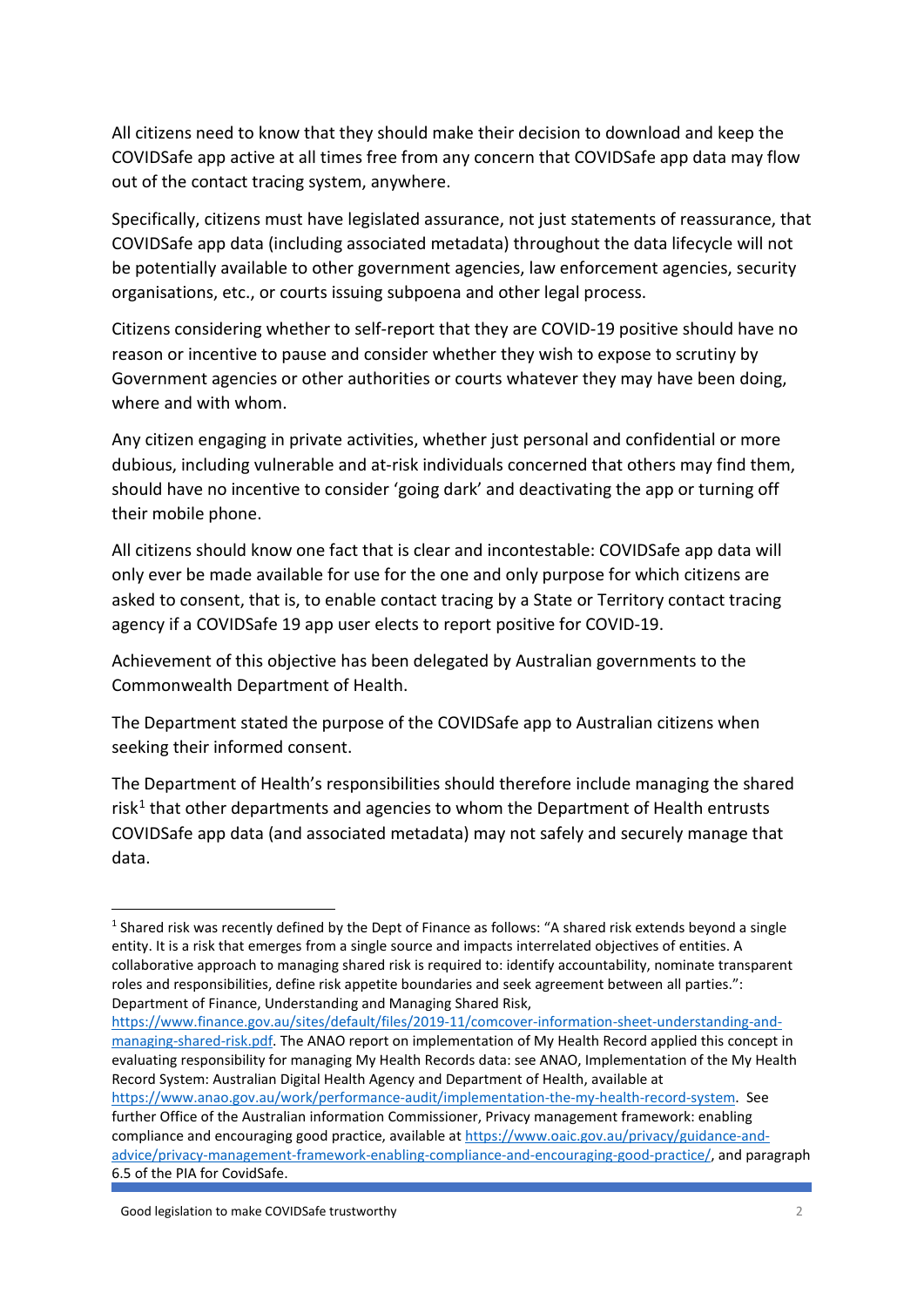All citizens need to know that they should make their decision to download and keep the COVIDSafe app active at all times free from any concern that COVIDSafe app data may flow out of the contact tracing system, anywhere.

Specifically, citizens must have legislated assurance, not just statements of reassurance, that COVIDSafe app data (including associated metadata) throughout the data lifecycle will not be potentially available to other government agencies, law enforcement agencies, security organisations, etc., or courts issuing subpoena and other legal process.

Citizens considering whether to self-report that they are COVID-19 positive should have no reason or incentive to pause and consider whether they wish to expose to scrutiny by Government agencies or other authorities or courts whatever they may have been doing, where and with whom.

Any citizen engaging in private activities, whether just personal and confidential or more dubious, including vulnerable and at-risk individuals concerned that others may find them, should have no incentive to consider 'going dark' and deactivating the app or turning off their mobile phone.

All citizens should know one fact that is clear and incontestable: COVIDSafe app data will only ever be made available for use for the one and only purpose for which citizens are asked to consent, that is, to enable contact tracing by a State or Territory contact tracing agency if a COVIDSafe 19 app user elects to report positive for COVID-19.

Achievement of this objective has been delegated by Australian governments to the Commonwealth Department of Health.

The Department stated the purpose of the COVIDSafe app to Australian citizens when seeking their informed consent.

The Department of Health's responsibilities should therefore include managing the shared risk[1] that other departments and agencies to whom the Department of Health entrusts COVIDSafe app data (and associated metadata) may not safely and securely manage that data.

---

[1] Shared risk was recently defined by the Dept of Finance as follows: "A shared risk extends beyond a single entity. It is a risk that emerges from a single source and impacts interrelated objectives of entities. A collaborative approach to managing shared risk is required to: identify accountability, nominate transparent roles and responsibilities, define risk appetite boundaries and seek agreement between all parties.": Department of Finance, Understanding and Managing Shared Risk, https://www.finance.gov.au/sites/default/files/2019-11/comcover-information-sheet-understanding-and-managing-shared-risk.pdf. The ANAO report on implementation of My Health Record applied this concept in evaluating responsibility for managing My Health Records data: see ANAO, Implementation of the My Health Record System: Australian Digital Health Agency and Department of Health, available at https://www.anao.gov.au/work/performance-audit/implementation-the-my-health-record-system. See further Office of the Australian information Commissioner, Privacy management framework: enabling compliance and encouraging good practice, available at https://www.oaic.gov.au/privacy/guidance-and-advice/privacy-management-framework-enabling-compliance-and-encouraging-good-practice/, and paragraph 6.5 of the PIA for CovidSafe.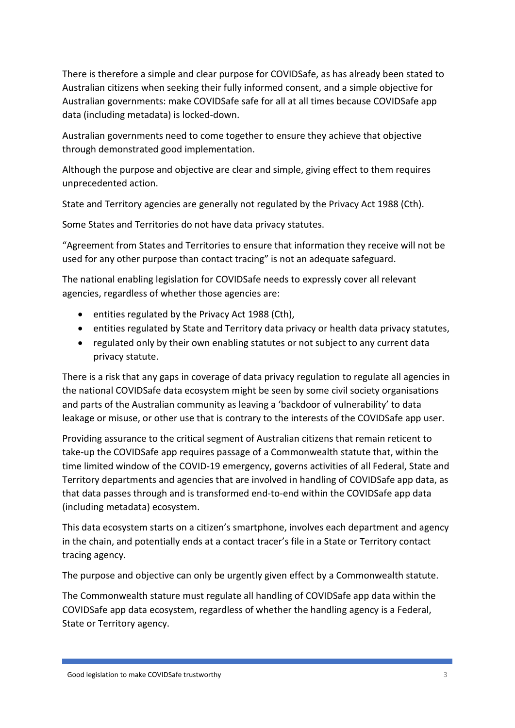There is therefore a simple and clear purpose for COVIDSafe, as has already been stated to Australian citizens when seeking their fully informed consent, and a simple objective for Australian governments: make COVIDSafe safe for all at all times because COVIDSafe app data (including metadata) is locked-down.

Australian governments need to come together to ensure they achieve that objective through demonstrated good implementation.

Although the purpose and objective are clear and simple, giving effect to them requires unprecedented action.

State and Territory agencies are generally not regulated by the Privacy Act 1988 (Cth).

Some States and Territories do not have data privacy statutes.

"Agreement from States and Territories to ensure that information they receive will not be used for any other purpose than contact tracing" is not an adequate safeguard.

The national enabling legislation for COVIDSafe needs to expressly cover all relevant agencies, regardless of whether those agencies are:

- entities regulated by the Privacy Act 1988 (Cth),
- entities regulated by State and Territory data privacy or health data privacy statutes,
- regulated only by their own enabling statutes or not subject to any current data privacy statute.

There is a risk that any gaps in coverage of data privacy regulation to regulate all agencies in the national COVIDSafe data ecosystem might be seen by some civil society organisations and parts of the Australian community as leaving a 'backdoor of vulnerability' to data leakage or misuse, or other use that is contrary to the interests of the COVIDSafe app user.

Providing assurance to the critical segment of Australian citizens that remain reticent to take-up the COVIDSafe app requires passage of a Commonwealth statute that, within the time limited window of the COVID-19 emergency, governs activities of all Federal, State and Territory departments and agencies that are involved in handling of COVIDSafe app data, as that data passes through and is transformed end-to-end within the COVIDSafe app data (including metadata) ecosystem.

This data ecosystem starts on a citizen's smartphone, involves each department and agency in the chain, and potentially ends at a contact tracer's file in a State or Territory contact tracing agency.

The purpose and objective can only be urgently given effect by a Commonwealth statute.

The Commonwealth stature must regulate all handling of COVIDSafe app data within the COVIDSafe app data ecosystem, regardless of whether the handling agency is a Federal, State or Territory agency.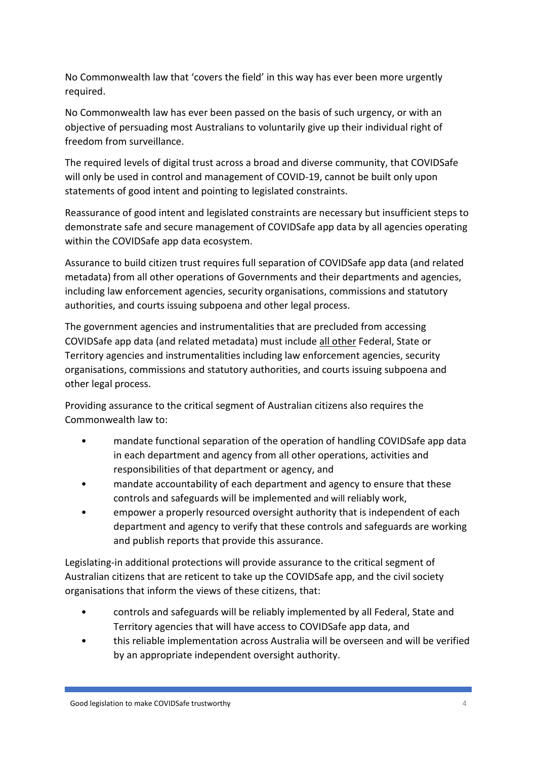No Commonwealth law that 'covers the field' in this way has ever been more urgently required.

No Commonwealth law has ever been passed on the basis of such urgency, or with an objective of persuading most Australians to voluntarily give up their individual right of freedom from surveillance.

The required levels of digital trust across a broad and diverse community, that COVIDSafe will only be used in control and management of COVID-19, cannot be built only upon statements of good intent and pointing to legislated constraints.

Reassurance of good intent and legislated constraints are necessary but insufficient steps to demonstrate safe and secure management of COVIDSafe app data by all agencies operating within the COVIDSafe app data ecosystem.

Assurance to build citizen trust requires full separation of COVIDSafe app data (and related metadata) from all other operations of Governments and their departments and agencies, including law enforcement agencies, security organisations, commissions and statutory authorities, and courts issuing subpoena and other legal process.

The government agencies and instrumentalities that are precluded from accessing COVIDSafe app data (and related metadata) must include <u>all other</u> Federal, State or Territory agencies and instrumentalities including law enforcement agencies, security organisations, commissions and statutory authorities, and courts issuing subpoena and other legal process.

Providing assurance to the critical segment of Australian citizens also requires the Commonwealth law to:

- mandate functional separation of the operation of handling COVIDSafe app data in each department and agency from all other operations, activities and responsibilities of that department or agency, and
- mandate accountability of each department and agency to ensure that these controls and safeguards will be implemented and will reliably work,
- empower a properly resourced oversight authority that is independent of each department and agency to verify that these controls and safeguards are working and publish reports that provide this assurance.

Legislating-in additional protections will provide assurance to the critical segment of Australian citizens that are reticent to take up the COVIDSafe app, and the civil society organisations that inform the views of these citizens, that:

- controls and safeguards will be reliably implemented by all Federal, State and Territory agencies that will have access to COVIDSafe app data, and
- this reliable implementation across Australia will be overseen and will be verified by an appropriate independent oversight authority.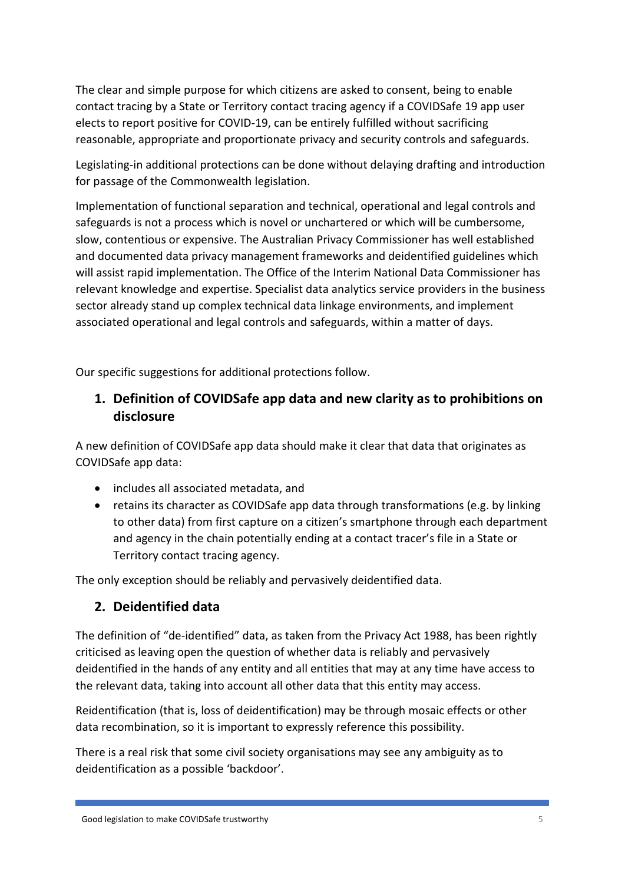The clear and simple purpose for which citizens are asked to consent, being to enable contact tracing by a State or Territory contact tracing agency if a COVIDSafe 19 app user elects to report positive for COVID-19, can be entirely fulfilled without sacrificing reasonable, appropriate and proportionate privacy and security controls and safeguards.

Legislating-in additional protections can be done without delaying drafting and introduction for passage of the Commonwealth legislation.

Implementation of functional separation and technical, operational and legal controls and safeguards is not a process which is novel or unchartered or which will be cumbersome, slow, contentious or expensive. The Australian Privacy Commissioner has well established and documented data privacy management frameworks and deidentified guidelines which will assist rapid implementation. The Office of the Interim National Data Commissioner has relevant knowledge and expertise. Specialist data analytics service providers in the business sector already stand up complex technical data linkage environments, and implement associated operational and legal controls and safeguards, within a matter of days.

Our specific suggestions for additional protections follow.

## 1. Definition of COVIDSafe app data and new clarity as to prohibitions on disclosure

A new definition of COVIDSafe app data should make it clear that data that originates as COVIDSafe app data:

- includes all associated metadata, and
- retains its character as COVIDSafe app data through transformations (e.g. by linking to other data) from first capture on a citizen's smartphone through each department and agency in the chain potentially ending at a contact tracer's file in a State or Territory contact tracing agency.

The only exception should be reliably and pervasively deidentified data.

## 2. Deidentified data

The definition of "de-identified" data, as taken from the Privacy Act 1988, has been rightly criticised as leaving open the question of whether data is reliably and pervasively deidentified in the hands of any entity and all entities that may at any time have access to the relevant data, taking into account all other data that this entity may access.

Reidentification (that is, loss of deidentification) may be through mosaic effects or other data recombination, so it is important to expressly reference this possibility.

There is a real risk that some civil society organisations may see any ambiguity as to deidentification as a possible 'backdoor'.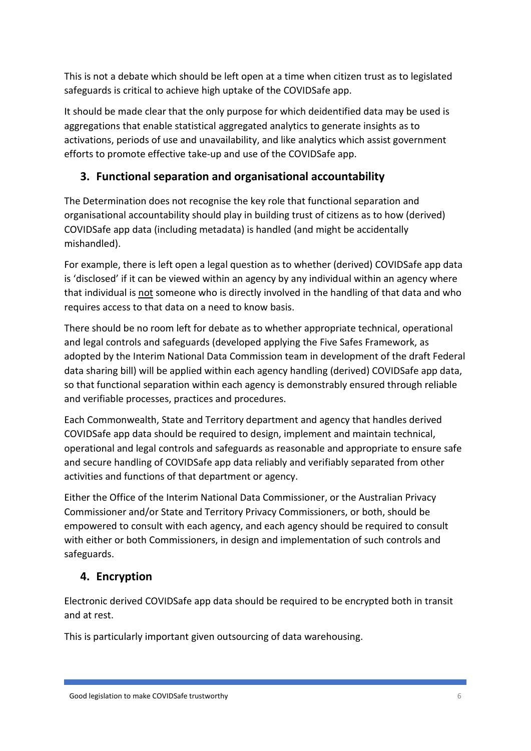This is not a debate which should be left open at a time when citizen trust as to legislated safeguards is critical to achieve high uptake of the COVIDSafe app.

It should be made clear that the only purpose for which deidentified data may be used is aggregations that enable statistical aggregated analytics to generate insights as to activations, periods of use and unavailability, and like analytics which assist government efforts to promote effective take-up and use of the COVIDSafe app.

## 3. Functional separation and organisational accountability

The Determination does not recognise the key role that functional separation and organisational accountability should play in building trust of citizens as to how (derived) COVIDSafe app data (including metadata) is handled (and might be accidentally mishandled).

For example, there is left open a legal question as to whether (derived) COVIDSafe app data is 'disclosed' if it can be viewed within an agency by any individual within an agency where that individual is <u>not</u> someone who is directly involved in the handling of that data and who requires access to that data on a need to know basis.

There should be no room left for debate as to whether appropriate technical, operational and legal controls and safeguards (developed applying the Five Safes Framework, as adopted by the Interim National Data Commission team in development of the draft Federal data sharing bill) will be applied within each agency handling (derived) COVIDSafe app data, so that functional separation within each agency is demonstrably ensured through reliable and verifiable processes, practices and procedures.

Each Commonwealth, State and Territory department and agency that handles derived COVIDSafe app data should be required to design, implement and maintain technical, operational and legal controls and safeguards as reasonable and appropriate to ensure safe and secure handling of COVIDSafe app data reliably and verifiably separated from other activities and functions of that department or agency.

Either the Office of the Interim National Data Commissioner, or the Australian Privacy Commissioner and/or State and Territory Privacy Commissioners, or both, should be empowered to consult with each agency, and each agency should be required to consult with either or both Commissioners, in design and implementation of such controls and safeguards.

## 4. Encryption

Electronic derived COVIDSafe app data should be required to be encrypted both in transit and at rest.

This is particularly important given outsourcing of data warehousing.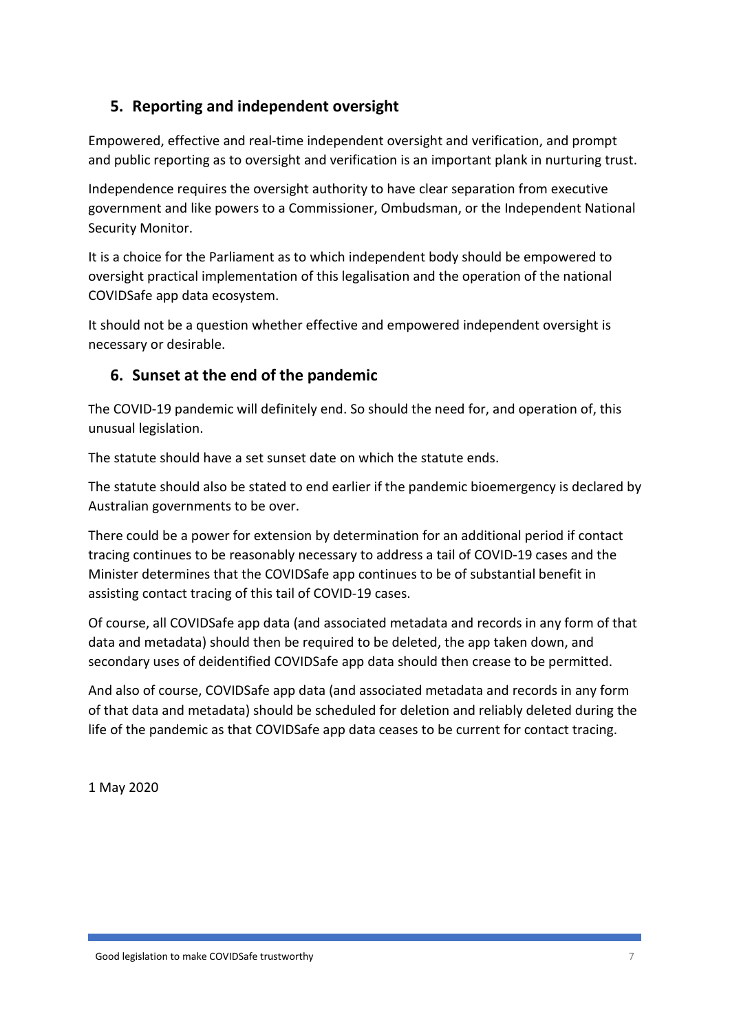## 5. Reporting and independent oversight

Empowered, effective and real-time independent oversight and verification, and prompt and public reporting as to oversight and verification is an important plank in nurturing trust.

Independence requires the oversight authority to have clear separation from executive government and like powers to a Commissioner, Ombudsman, or the Independent National Security Monitor.

It is a choice for the Parliament as to which independent body should be empowered to oversight practical implementation of this legalisation and the operation of the national COVIDSafe app data ecosystem.

It should not be a question whether effective and empowered independent oversight is necessary or desirable.

## 6. Sunset at the end of the pandemic

The COVID-19 pandemic will definitely end. So should the need for, and operation of, this unusual legislation.

The statute should have a set sunset date on which the statute ends.

The statute should also be stated to end earlier if the pandemic bioemergency is declared by Australian governments to be over.

There could be a power for extension by determination for an additional period if contact tracing continues to be reasonably necessary to address a tail of COVID-19 cases and the Minister determines that the COVIDSafe app continues to be of substantial benefit in assisting contact tracing of this tail of COVID-19 cases.

Of course, all COVIDSafe app data (and associated metadata and records in any form of that data and metadata) should then be required to be deleted, the app taken down, and secondary uses of deidentified COVIDSafe app data should then crease to be permitted.

And also of course, COVIDSafe app data (and associated metadata and records in any form of that data and metadata) should be scheduled for deletion and reliably deleted during the life of the pandemic as that COVIDSafe app data ceases to be current for contact tracing.

1 May 2020